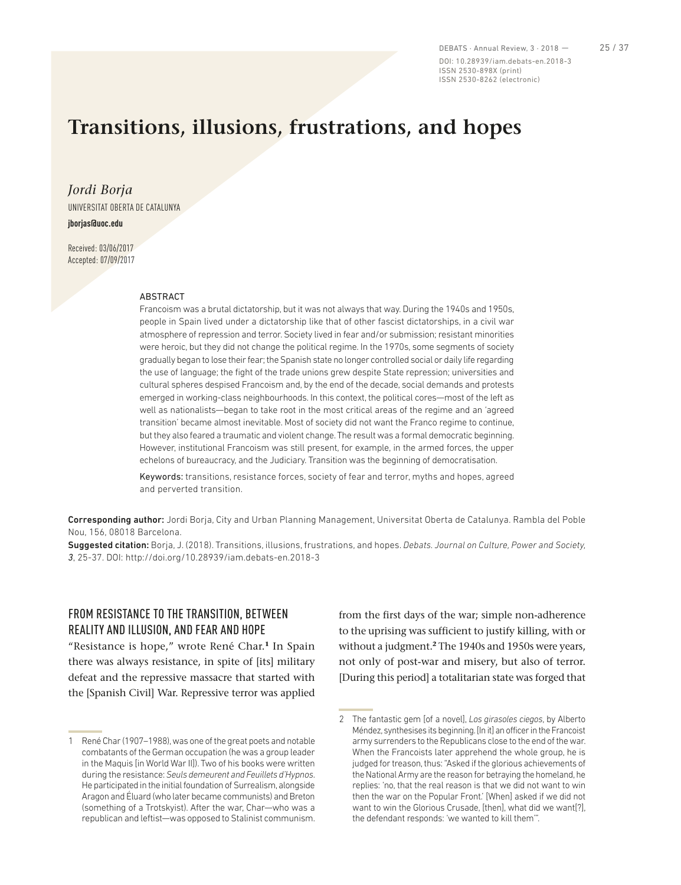# Transitions, illusions, frustrations, and hopes

*Jordi Borja*

UNIVERSITAT OBERTA DE CATALUNYA

**jborjas@uoc.edu**

Received: 03/06/2017
Accepted: 07/09/2017

### ABSTRACT

Francoism was a brutal dictatorship, but it was not always that way. During the 1940s and 1950s, people in Spain lived under a dictatorship like that of other fascist dictatorships, in a civil war atmosphere of repression and terror. Society lived in fear and/or submission; resistant minorities were heroic, but they did not change the political regime. In the 1970s, some segments of society gradually began to lose their fear; the Spanish state no longer controlled social or daily life regarding the use of language; the fight of the trade unions grew despite State repression; universities and cultural spheres despised Francoism and, by the end of the decade, social demands and protests emerged in working-class neighbourhoods. In this context, the political cores—most of the left as well as nationalists—began to take root in the most critical areas of the regime and an 'agreed transition' became almost inevitable. Most of society did not want the Franco regime to continue, but they also feared a traumatic and violent change. The result was a formal democratic beginning. However, institutional Francoism was still present, for example, in the armed forces, the upper echelons of bureaucracy, and the Judiciary. Transition was the beginning of democratisation.

Keywords: transitions, resistance forces, society of fear and terror, myths and hopes, agreed and perverted transition.

**Corresponding author:** Jordi Borja, City and Urban Planning Management, Universitat Oberta de Catalunya. Rambla del Poble Nou, 156, 08018 Barcelona.

**Suggested citation:** Borja, J. (2018). Transitions, illusions, frustrations, and hopes. *Debats. Journal on Culture, Power and Society*, *3*, 25-37. DOI: http://doi.org/10.28939/iam.debats-en.2018-3

## FROM RESISTANCE TO THE TRANSITION, BETWEEN REALITY AND ILLUSION, AND FEAR AND HOPE

"Resistance is hope," wrote René Char.[1] In Spain there was always resistance, in spite of [its] military defeat and the repressive massacre that started with the [Spanish Civil] War. Repressive terror was applied from the first days of the war; simple non-adherence to the uprising was sufficient to justify killing, with or without a judgment.[2] The 1940s and 1950s were years, not only of post-war and misery, but also of terror. [During this period] a totalitarian state was forged that

1 René Char (1907–1988), was one of the great poets and notable combatants of the German occupation (he was a group leader in the Maquis [in World War II]). Two of his books were written during the resistance: *Seuls demeurent and Feuillets d'Hypnos*. He participated in the initial foundation of Surrealism, alongside Aragon and Éluard (who later became communists) and Breton (something of a Trotskyist). After the war, Char—who was a republican and leftist—was opposed to Stalinist communism.

2 The fantastic gem [of a novel], *Los girasoles ciegos*, by Alberto Méndez, synthesises its beginning. [In it] an officer in the Francoist army surrenders to the Republicans close to the end of the war. When the Francoists later apprehend the whole group, he is judged for treason, thus: "Asked if the glorious achievements of the National Army are the reason for betraying the homeland, he replies: 'no, that the real reason is that we did not want to win then the war on the Popular Front.' [When] asked if we did not want to win the Glorious Crusade, [then], what did we want[?], the defendant responds: 'we wanted to kill them'".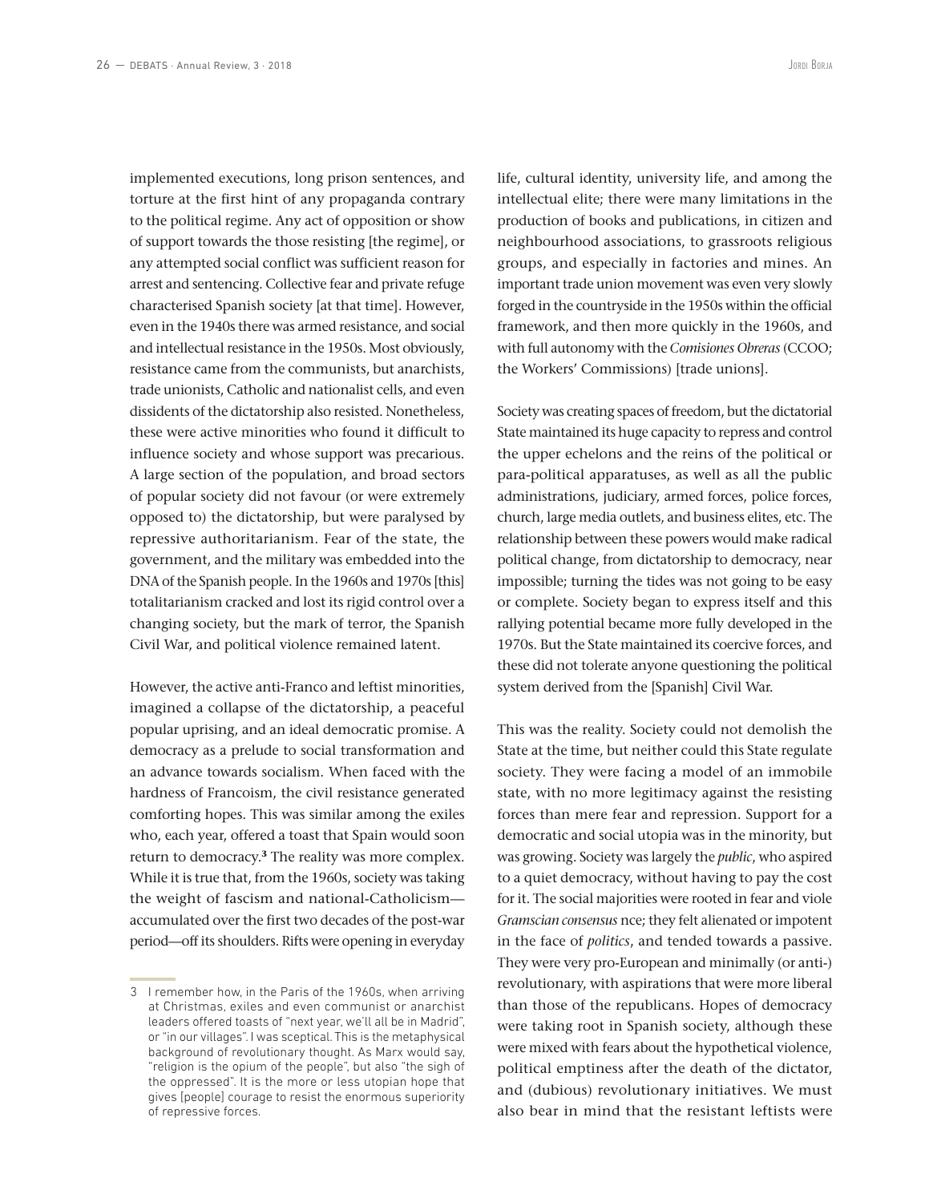implemented executions, long prison sentences, and torture at the first hint of any propaganda contrary to the political regime. Any act of opposition or show of support towards the those resisting [the regime], or any attempted social conflict was sufficient reason for arrest and sentencing. Collective fear and private refuge characterised Spanish society [at that time]. However, even in the 1940s there was armed resistance, and social and intellectual resistance in the 1950s. Most obviously, resistance came from the communists, but anarchists, trade unionists, Catholic and nationalist cells, and even dissidents of the dictatorship also resisted. Nonetheless, these were active minorities who found it difficult to influence society and whose support was precarious. A large section of the population, and broad sectors of popular society did not favour (or were extremely opposed to) the dictatorship, but were paralysed by repressive authoritarianism. Fear of the state, the government, and the military was embedded into the DNA of the Spanish people. In the 1960s and 1970s [this] totalitarianism cracked and lost its rigid control over a changing society, but the mark of terror, the Spanish Civil War, and political violence remained latent.

However, the active anti-Franco and leftist minorities, imagined a collapse of the dictatorship, a peaceful popular uprising, and an ideal democratic promise. A democracy as a prelude to social transformation and an advance towards socialism. When faced with the hardness of Francoism, the civil resistance generated comforting hopes. This was similar among the exiles who, each year, offered a toast that Spain would soon return to democracy.[3] The reality was more complex. While it is true that, from the 1960s, society was taking the weight of fascism and national-Catholicism—accumulated over the first two decades of the post-war period—off its shoulders. Rifts were opening in everyday life, cultural identity, university life, and among the intellectual elite; there were many limitations in the production of books and publications, in citizen and neighbourhood associations, to grassroots religious groups, and especially in factories and mines. An important trade union movement was even very slowly forged in the countryside in the 1950s within the official framework, and then more quickly in the 1960s, and with full autonomy with the *Comisiones Obreras* (CCOO; the Workers' Commissions) [trade unions].

Society was creating spaces of freedom, but the dictatorial State maintained its huge capacity to repress and control the upper echelons and the reins of the political or para-political apparatuses, as well as all the public administrations, judiciary, armed forces, police forces, church, large media outlets, and business elites, etc. The relationship between these powers would make radical political change, from dictatorship to democracy, near impossible; turning the tides was not going to be easy or complete. Society began to express itself and this rallying potential became more fully developed in the 1970s. But the State maintained its coercive forces, and these did not tolerate anyone questioning the political system derived from the [Spanish] Civil War.

This was the reality. Society could not demolish the State at the time, but neither could this State regulate society. They were facing a model of an immobile state, with no more legitimacy against the resisting forces than mere fear and repression. Support for a democratic and social utopia was in the minority, but was growing. Society was largely the *public*, who aspired to a quiet democracy, without having to pay the cost for it. The social majorities were rooted in fear and viole *Gramscian consensus* nce; they felt alienated or impotent in the face of *politics*, and tended towards a passive. They were very pro-European and minimally (or anti-) revolutionary, with aspirations that were more liberal than those of the republicans. Hopes of democracy were taking root in Spanish society, although these were mixed with fears about the hypothetical violence, political emptiness after the death of the dictator, and (dubious) revolutionary initiatives. We must also bear in mind that the resistant leftists were

---

3 I remember how, in the Paris of the 1960s, when arriving at Christmas, exiles and even communist or anarchist leaders offered toasts of "next year, we'll all be in Madrid", or "in our villages". I was sceptical. This is the metaphysical background of revolutionary thought. As Marx would say, "religion is the opium of the people", but also "the sigh of the oppressed". It is the more or less utopian hope that gives [people] courage to resist the enormous superiority of repressive forces.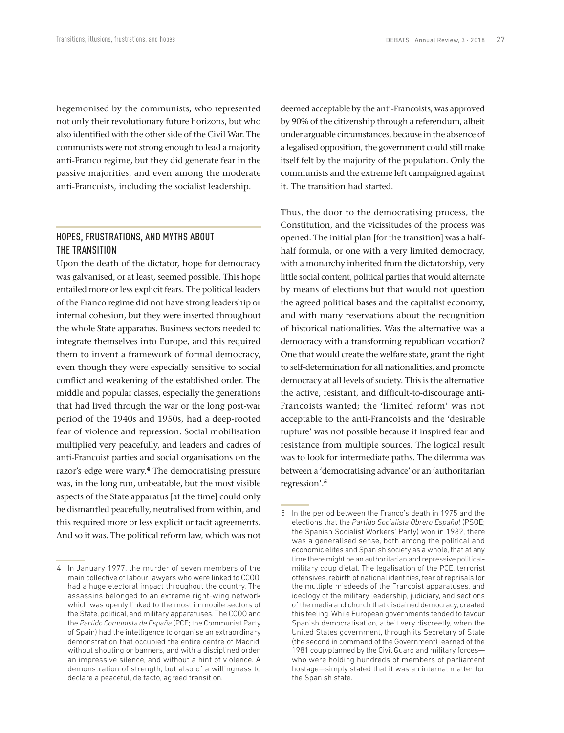hegemonised by the communists, who represented not only their revolutionary future horizons, but who also identified with the other side of the Civil War. The communists were not strong enough to lead a majority anti-Franco regime, but they did generate fear in the passive majorities, and even among the moderate anti-Francoists, including the socialist leadership.

## HOPES, FRUSTRATIONS, AND MYTHS ABOUT THE TRANSITION

Upon the death of the dictator, hope for democracy was galvanised, or at least, seemed possible. This hope entailed more or less explicit fears. The political leaders of the Franco regime did not have strong leadership or internal cohesion, but they were inserted throughout the whole State apparatus. Business sectors needed to integrate themselves into Europe, and this required them to invent a framework of formal democracy, even though they were especially sensitive to social conflict and weakening of the established order. The middle and popular classes, especially the generations that had lived through the war or the long post-war period of the 1940s and 1950s, had a deep-rooted fear of violence and repression. Social mobilisation multiplied very peacefully, and leaders and cadres of anti-Francoist parties and social organisations on the razor's edge were wary.[4] The democratising pressure was, in the long run, unbeatable, but the most visible aspects of the State apparatus [at the time] could only be dismantled peacefully, neutralised from within, and this required more or less explicit or tacit agreements. And so it was. The political reform law, which was not deemed acceptable by the anti-Francoists, was approved by 90% of the citizenship through a referendum, albeit under arguable circumstances, because in the absence of a legalised opposition, the government could still make itself felt by the majority of the population. Only the communists and the extreme left campaigned against it. The transition had started.

Thus, the door to the democratising process, the Constitution, and the vicissitudes of the process was opened. The initial plan [for the transition] was a half-half formula, or one with a very limited democracy, with a monarchy inherited from the dictatorship, very little social content, political parties that would alternate by means of elections but that would not question the agreed political bases and the capitalist economy, and with many reservations about the recognition of historical nationalities. Was the alternative was a democracy with a transforming republican vocation? One that would create the welfare state, grant the right to self-determination for all nationalities, and promote democracy at all levels of society. This is the alternative the active, resistant, and difficult-to-discourage anti-Francoists wanted; the 'limited reform' was not acceptable to the anti-Francoists and the 'desirable rupture' was not possible because it inspired fear and resistance from multiple sources. The logical result was to look for intermediate paths. The dilemma was between a 'democratising advance' or an 'authoritarian regression'.[5]

---

4 In January 1977, the murder of seven members of the main collective of labour lawyers who were linked to CCOO, had a huge electoral impact throughout the country. The assassins belonged to an extreme right-wing network which was openly linked to the most immobile sectors of the State, political, and military apparatuses. The CCOO and the *Partido Comunista de España* (PCE; the Communist Party of Spain) had the intelligence to organise an extraordinary demonstration that occupied the entire centre of Madrid, without shouting or banners, and with a disciplined order, an impressive silence, and without a hint of violence. A demonstration of strength, but also of a willingness to declare a peaceful, de facto, agreed transition.

5 In the period between the Franco's death in 1975 and the elections that the *Partido Socialista Obrero Español* (PSOE; the Spanish Socialist Workers' Party) won in 1982, there was a generalised sense, both among the political and economic elites and Spanish society as a whole, that at any time there might be an authoritarian and repressive political-military coup d'état. The legalisation of the PCE, terrorist offensives, rebirth of national identities, fear of reprisals for the multiple misdeeds of the Francoist apparatuses, and ideology of the military leadership, judiciary, and sections of the media and church that disdained democracy, created this feeling. While European governments tended to favour Spanish democratisation, albeit very discreetly, when the United States government, through its Secretary of State (the second in command of the Government) learned of the 1981 coup planned by the Civil Guard and military forces—who were holding hundreds of members of parliament hostage—simply stated that it was an internal matter for the Spanish state.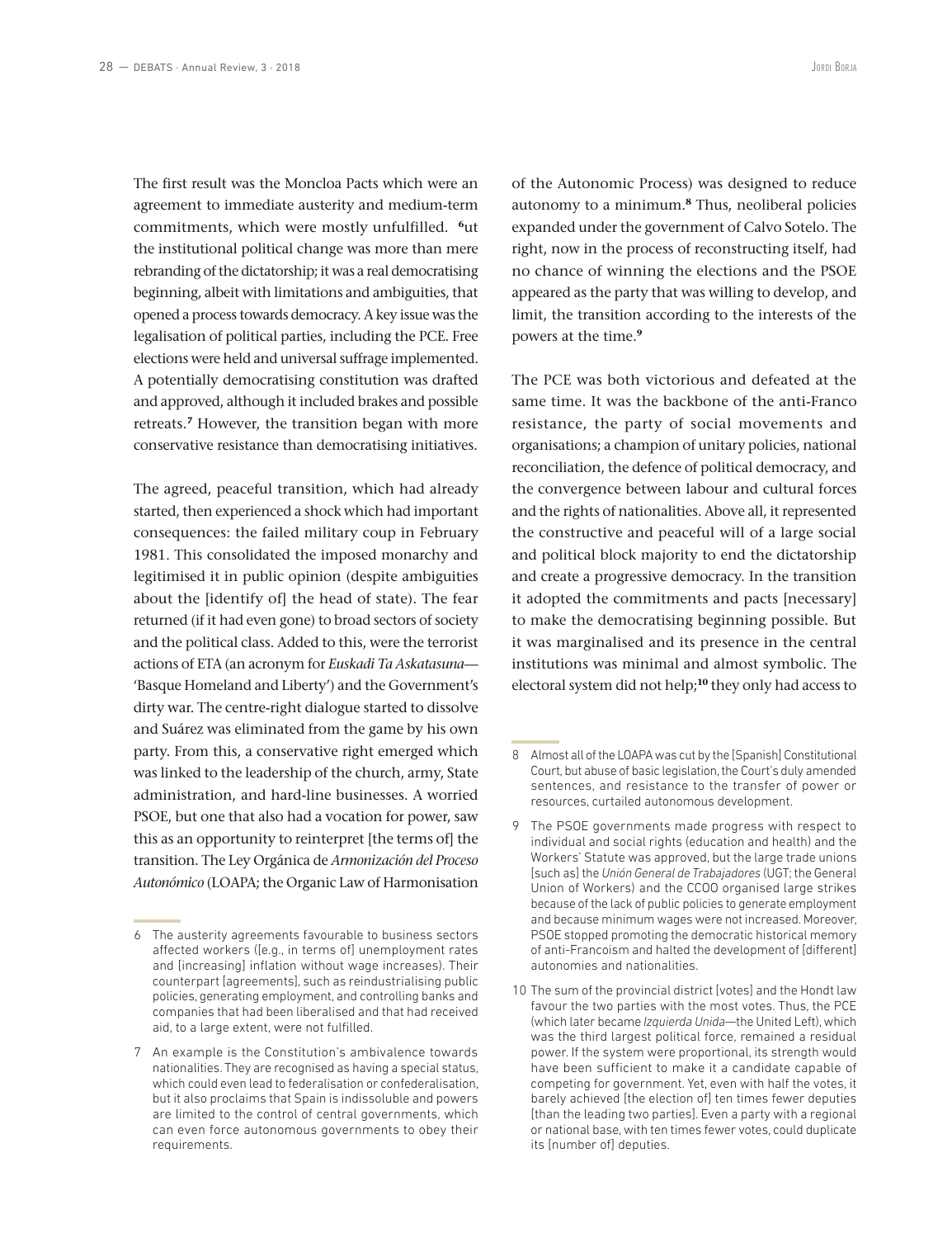The first result was the Moncloa Pacts which were an agreement to immediate austerity and medium-term commitments, which were mostly unfulfilled. [6]ut the institutional political change was more than mere rebranding of the dictatorship; it was a real democratising beginning, albeit with limitations and ambiguities, that opened a process towards democracy. A key issue was the legalisation of political parties, including the PCE. Free elections were held and universal suffrage implemented. A potentially democratising constitution was drafted and approved, although it included brakes and possible retreats.[7] However, the transition began with more conservative resistance than democratising initiatives.

The agreed, peaceful transition, which had already started, then experienced a shock which had important consequences: the failed military coup in February 1981. This consolidated the imposed monarchy and legitimised it in public opinion (despite ambiguities about the [identify of] the head of state). The fear returned (if it had even gone) to broad sectors of society and the political class. Added to this, were the terrorist actions of ETA (an acronym for *Euskadi Ta Askatasuna*—'Basque Homeland and Liberty') and the Government's dirty war. The centre-right dialogue started to dissolve and Suárez was eliminated from the game by his own party. From this, a conservative right emerged which was linked to the leadership of the church, army, State administration, and hard-line businesses. A worried PSOE, but one that also had a vocation for power, saw this as an opportunity to reinterpret [the terms of] the transition. The Ley Orgánica de *Armonización del Proceso Autonómico* (LOAPA; the Organic Law of Harmonisation of the Autonomic Process) was designed to reduce autonomy to a minimum.[8] Thus, neoliberal policies expanded under the government of Calvo Sotelo. The right, now in the process of reconstructing itself, had no chance of winning the elections and the PSOE appeared as the party that was willing to develop, and limit, the transition according to the interests of the powers at the time.[9]

The PCE was both victorious and defeated at the same time. It was the backbone of the anti-Franco resistance, the party of social movements and organisations; a champion of unitary policies, national reconciliation, the defence of political democracy, and the convergence between labour and cultural forces and the rights of nationalities. Above all, it represented the constructive and peaceful will of a large social and political block majority to end the dictatorship and create a progressive democracy. In the transition it adopted the commitments and pacts [necessary] to make the democratising beginning possible. But it was marginalised and its presence in the central institutions was minimal and almost symbolic. The electoral system did not help;[10] they only had access to

---

6 The austerity agreements favourable to business sectors affected workers ([e.g., in terms of] unemployment rates and [increasing] inflation without wage increases). Their counterpart [agreements], such as reindustrialising public policies, generating employment, and controlling banks and companies that had been liberalised and that had received aid, to a large extent, were not fulfilled.

7 An example is the Constitution's ambivalence towards nationalities. They are recognised as having a special status, which could even lead to federalisation or confederalisation, but it also proclaims that Spain is indissoluble and powers are limited to the control of central governments, which can even force autonomous governments to obey their requirements.

8 Almost all of the LOAPA was cut by the [Spanish] Constitutional Court, but abuse of basic legislation, the Court's duly amended sentences, and resistance to the transfer of power or resources, curtailed autonomous development.

9 The PSOE governments made progress with respect to individual and social rights (education and health) and the Workers' Statute was approved, but the large trade unions [such as] the *Unión General de Trabajadores* (UGT; the General Union of Workers) and the CCOO organised large strikes because of the lack of public policies to generate employment and because minimum wages were not increased. Moreover, PSOE stopped promoting the democratic historical memory of anti-Francoism and halted the development of [different] autonomies and nationalities.

10 The sum of the provincial district [votes] and the Hondt law favour the two parties with the most votes. Thus, the PCE (which later became *Izquierda Unida*—the United Left), which was the third largest political force, remained a residual power. If the system were proportional, its strength would have been sufficient to make it a candidate capable of competing for government. Yet, even with half the votes, it barely achieved [the election of] ten times fewer deputies [than the leading two parties]. Even a party with a regional or national base, with ten times fewer votes, could duplicate its [number of] deputies.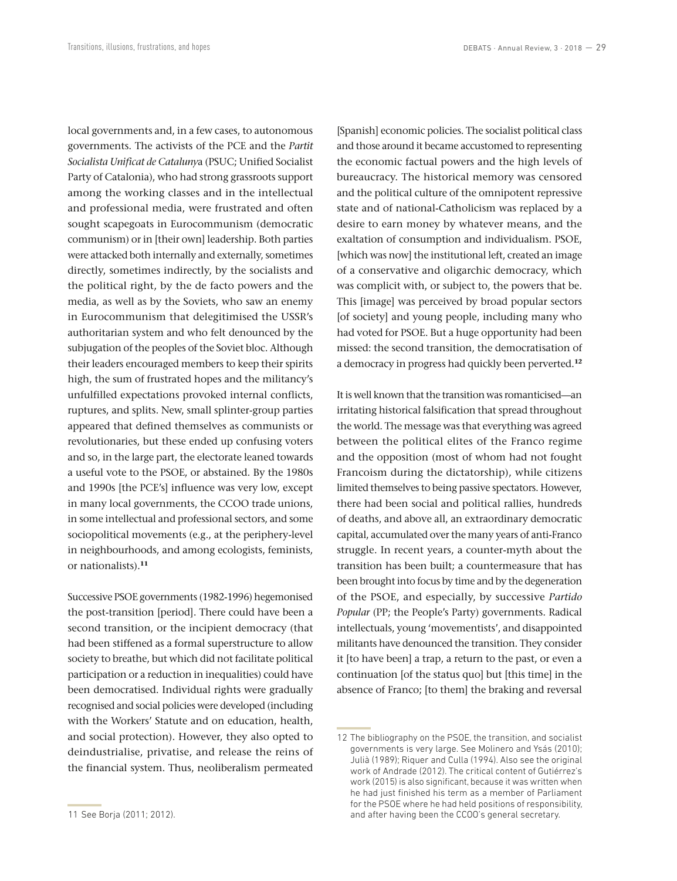local governments and, in a few cases, to autonomous governments. The activists of the PCE and the *Partit Socialista Unificat de Catalunya* (PSUC; Unified Socialist Party of Catalonia), who had strong grassroots support among the working classes and in the intellectual and professional media, were frustrated and often sought scapegoats in Eurocommunism (democratic communism) or in [their own] leadership. Both parties were attacked both internally and externally, sometimes directly, sometimes indirectly, by the socialists and the political right, by the de facto powers and the media, as well as by the Soviets, who saw an enemy in Eurocommunism that delegitimised the USSR's authoritarian system and who felt denounced by the subjugation of the peoples of the Soviet bloc. Although their leaders encouraged members to keep their spirits high, the sum of frustrated hopes and the militancy's unfulfilled expectations provoked internal conflicts, ruptures, and splits. New, small splinter-group parties appeared that defined themselves as communists or revolutionaries, but these ended up confusing voters and so, in the large part, the electorate leaned towards a useful vote to the PSOE, or abstained. By the 1980s and 1990s [the PCE's] influence was very low, except in many local governments, the CCOO trade unions, in some intellectual and professional sectors, and some sociopolitical movements (e.g., at the periphery-level in neighbourhoods, and among ecologists, feminists, or nationalists).[11]

Successive PSOE governments (1982-1996) hegemonised the post-transition [period]. There could have been a second transition, or the incipient democracy (that had been stiffened as a formal superstructure to allow society to breathe, but which did not facilitate political participation or a reduction in inequalities) could have been democratised. Individual rights were gradually recognised and social policies were developed (including with the Workers' Statute and on education, health, and social protection). However, they also opted to deindustrialise, privatise, and release the reins of the financial system. Thus, neoliberalism permeated [Spanish] economic policies. The socialist political class and those around it became accustomed to representing the economic factual powers and the high levels of bureaucracy. The historical memory was censored and the political culture of the omnipotent repressive state and of national-Catholicism was replaced by a desire to earn money by whatever means, and the exaltation of consumption and individualism. PSOE, [which was now] the institutional left, created an image of a conservative and oligarchic democracy, which was complicit with, or subject to, the powers that be. This [image] was perceived by broad popular sectors [of society] and young people, including many who had voted for PSOE. But a huge opportunity had been missed: the second transition, the democratisation of a democracy in progress had quickly been perverted.[12]

It is well known that the transition was romanticised—an irritating historical falsification that spread throughout the world. The message was that everything was agreed between the political elites of the Franco regime and the opposition (most of whom had not fought Francoism during the dictatorship), while citizens limited themselves to being passive spectators. However, there had been social and political rallies, hundreds of deaths, and above all, an extraordinary democratic capital, accumulated over the many years of anti-Franco struggle. In recent years, a counter-myth about the transition has been built; a countermeasure that has been brought into focus by time and by the degeneration of the PSOE, and especially, by successive *Partido Popular* (PP; the People's Party) governments. Radical intellectuals, young 'movementists', and disappointed militants have denounced the transition. They consider it [to have been] a trap, a return to the past, or even a continuation [of the status quo] but [this time] in the absence of Franco; [to them] the braking and reversal

---

11 See Borja (2011; 2012).

12 The bibliography on the PSOE, the transition, and socialist governments is very large. See Molinero and Ysás (2010); Julià (1989); Riquer and Culla (1994). Also see the original work of Andrade (2012). The critical content of Gutiérrez's work (2015) is also significant, because it was written when he had just finished his term as a member of Parliament for the PSOE where he had held positions of responsibility, and after having been the CCOO's general secretary.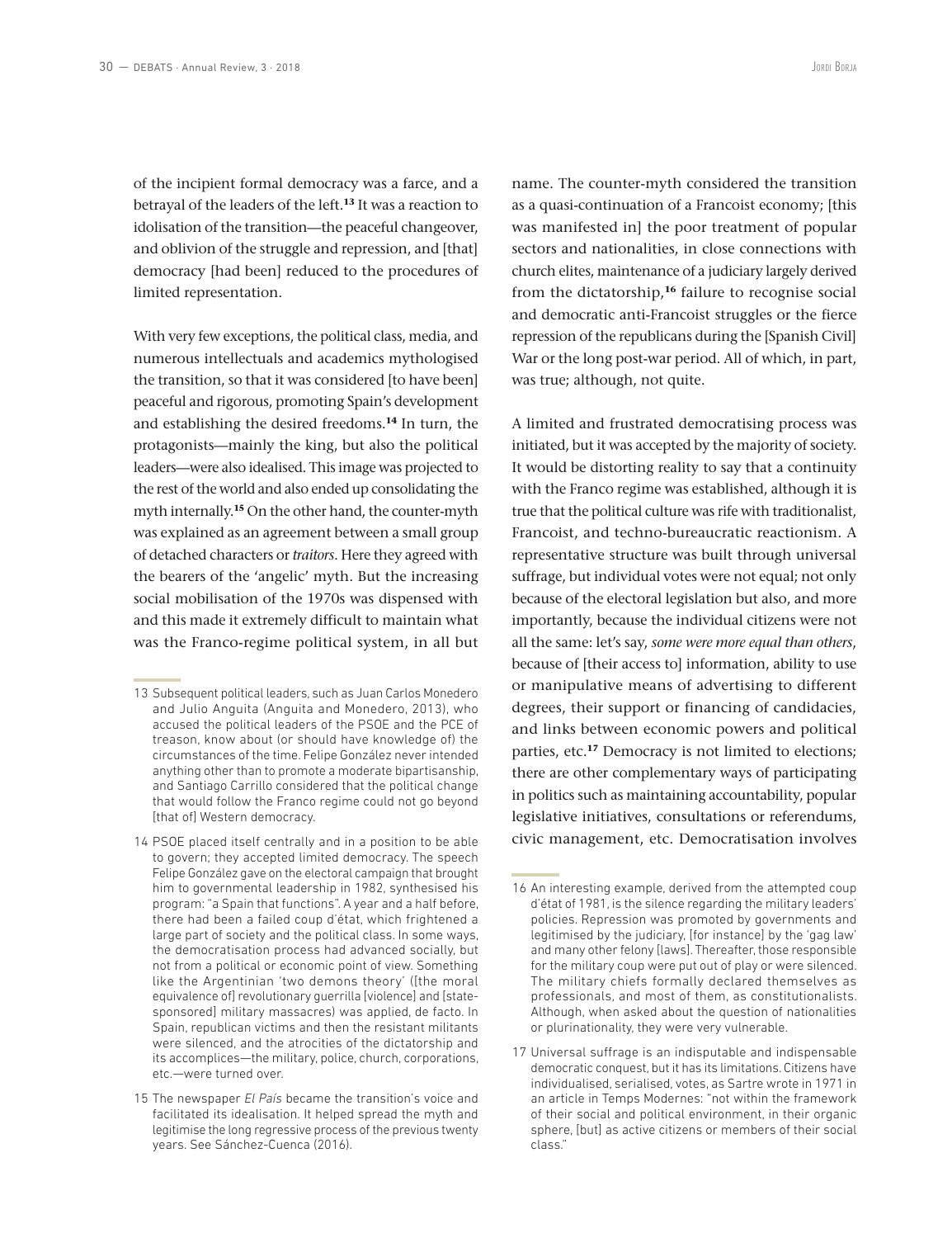of the incipient formal democracy was a farce, and a betrayal of the leaders of the left.[13] It was a reaction to idolisation of the transition—the peaceful changeover, and oblivion of the struggle and repression, and [that] democracy [had been] reduced to the procedures of limited representation.

With very few exceptions, the political class, media, and numerous intellectuals and academics mythologised the transition, so that it was considered [to have been] peaceful and rigorous, promoting Spain's development and establishing the desired freedoms.[14] In turn, the protagonists—mainly the king, but also the political leaders—were also idealised. This image was projected to the rest of the world and also ended up consolidating the myth internally.[15] On the other hand, the counter-myth was explained as an agreement between a small group of detached characters or *traitors*. Here they agreed with the bearers of the 'angelic' myth. But the increasing social mobilisation of the 1970s was dispensed with and this made it extremely difficult to maintain what was the Franco-regime political system, in all but name. The counter-myth considered the transition as a quasi-continuation of a Francoist economy; [this was manifested in] the poor treatment of popular sectors and nationalities, in close connections with church elites, maintenance of a judiciary largely derived from the dictatorship,[16] failure to recognise social and democratic anti-Francoist struggles or the fierce repression of the republicans during the [Spanish Civil] War or the long post-war period. All of which, in part, was true; although, not quite.

A limited and frustrated democratising process was initiated, but it was accepted by the majority of society. It would be distorting reality to say that a continuity with the Franco regime was established, although it is true that the political culture was rife with traditionalist, Francoist, and techno-bureaucratic reactionism. A representative structure was built through universal suffrage, but individual votes were not equal; not only because of the electoral legislation but also, and more importantly, because the individual citizens were not all the same: let's say, *some were more equal than others*, because of [their access to] information, ability to use or manipulative means of advertising to different degrees, their support or financing of candidacies, and links between economic powers and political parties, etc.[17] Democracy is not limited to elections; there are other complementary ways of participating in politics such as maintaining accountability, popular legislative initiatives, consultations or referendums, civic management, etc. Democratisation involves

---

13 Subsequent political leaders, such as Juan Carlos Monedero and Julio Anguita (Anguita and Monedero, 2013), who accused the political leaders of the PSOE and the PCE of treason, know about (or should have knowledge of) the circumstances of the time. Felipe González never intended anything other than to promote a moderate bipartisanship, and Santiago Carrillo considered that the political change that would follow the Franco regime could not go beyond [that of] Western democracy.

14 PSOE placed itself centrally and in a position to be able to govern; they accepted limited democracy. The speech Felipe González gave on the electoral campaign that brought him to governmental leadership in 1982, synthesised his program: "a Spain that functions". A year and a half before, there had been a failed coup d'état, which frightened a large part of society and the political class. In some ways, the democratisation process had advanced socially, but not from a political or economic point of view. Something like the Argentinian 'two demons theory' ([the moral equivalence of] revolutionary guerrilla [violence] and [state-sponsored] military massacres) was applied, de facto. In Spain, republican victims and then the resistant militants were silenced, and the atrocities of the dictatorship and its accomplices—the military, police, church, corporations, etc.—were turned over.

15 The newspaper *El País* became the transition's voice and facilitated its idealisation. It helped spread the myth and legitimise the long regressive process of the previous twenty years. See Sánchez-Cuenca (2016).

16 An interesting example, derived from the attempted coup d'état of 1981, is the silence regarding the military leaders' policies. Repression was promoted by governments and legitimised by the judiciary, [for instance] by the 'gag law' and many other felony [laws]. Thereafter, those responsible for the military coup were put out of play or were silenced. The military chiefs formally declared themselves as professionals, and most of them, as constitutionalists. Although, when asked about the question of nationalities or plurinationality, they were very vulnerable.

17 Universal suffrage is an indisputable and indispensable democratic conquest, but it has its limitations. Citizens have individualised, serialised, votes, as Sartre wrote in 1971 in an article in Temps Modernes: "not within the framework of their social and political environment, in their organic sphere, [but] as active citizens or members of their social class."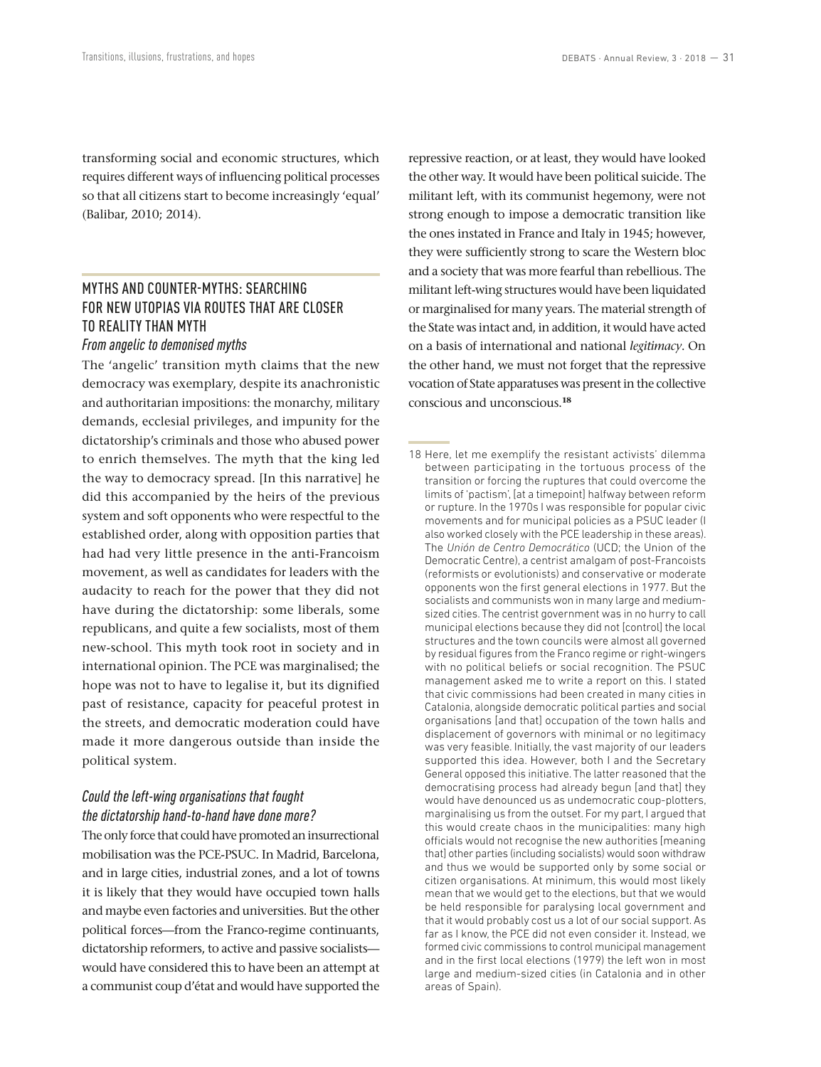transforming social and economic structures, which requires different ways of influencing political processes so that all citizens start to become increasingly 'equal' (Balibar, 2010; 2014).

## MYTHS AND COUNTER-MYTHS: SEARCHING FOR NEW UTOPIAS VIA ROUTES THAT ARE CLOSER TO REALITY THAN MYTH

### *From angelic to demonised myths*

The 'angelic' transition myth claims that the new democracy was exemplary, despite its anachronistic and authoritarian impositions: the monarchy, military demands, ecclesial privileges, and impunity for the dictatorship's criminals and those who abused power to enrich themselves. The myth that the king led the way to democracy spread. [In this narrative] he did this accompanied by the heirs of the previous system and soft opponents who were respectful to the established order, along with opposition parties that had had very little presence in the anti-Francoism movement, as well as candidates for leaders with the audacity to reach for the power that they did not have during the dictatorship: some liberals, some republicans, and quite a few socialists, most of them new-school. This myth took root in society and in international opinion. The PCE was marginalised; the hope was not to have to legalise it, but its dignified past of resistance, capacity for peaceful protest in the streets, and democratic moderation could have made it more dangerous outside than inside the political system.

### *Could the left-wing organisations that fought the dictatorship hand-to-hand have done more?*

The only force that could have promoted an insurrectional mobilisation was the PCE-PSUC. In Madrid, Barcelona, and in large cities, industrial zones, and a lot of towns it is likely that they would have occupied town halls and maybe even factories and universities. But the other political forces—from the Franco-regime continuants, dictatorship reformers, to active and passive socialists—would have considered this to have been an attempt at a communist coup d'état and would have supported the repressive reaction, or at least, they would have looked the other way. It would have been political suicide. The militant left, with its communist hegemony, were not strong enough to impose a democratic transition like the ones instated in France and Italy in 1945; however, they were sufficiently strong to scare the Western bloc and a society that was more fearful than rebellious. The militant left-wing structures would have been liquidated or marginalised for many years. The material strength of the State was intact and, in addition, it would have acted on a basis of international and national *legitimacy*. On the other hand, we must not forget that the repressive vocation of State apparatuses was present in the collective conscious and unconscious.[18]

---

18 Here, let me exemplify the resistant activists' dilemma between participating in the tortuous process of the transition or forcing the ruptures that could overcome the limits of 'pactism', [at a timepoint] halfway between reform or rupture. In the 1970s I was responsible for popular civic movements and for municipal policies as a PSUC leader (I also worked closely with the PCE leadership in these areas). The *Unión de Centro Democrático* (UCD; the Union of the Democratic Centre), a centrist amalgam of post-Francoists (reformists or evolutionists) and conservative or moderate opponents won the first general elections in 1977. But the socialists and communists won in many large and medium-sized cities. The centrist government was in no hurry to call municipal elections because they did not [control] the local structures and the town councils were almost all governed by residual figures from the Franco regime or right-wingers with no political beliefs or social recognition. The PSUC management asked me to write a report on this. I stated that civic commissions had been created in many cities in Catalonia, alongside democratic political parties and social organisations [and that] occupation of the town halls and displacement of governors with minimal or no legitimacy was very feasible. Initially, the vast majority of our leaders supported this idea. However, both I and the Secretary General opposed this initiative. The latter reasoned that the democratising process had already begun [and that] they would have denounced us as undemocratic coup-plotters, marginalising us from the outset. For my part, I argued that this would create chaos in the municipalities: many high officials would not recognise the new authorities [meaning that] other parties (including socialists) would soon withdraw and thus we would be supported only by some social or citizen organisations. At minimum, this would most likely mean that we would get to the elections, but that we would be held responsible for paralysing local government and that it would probably cost us a lot of our social support. As far as I know, the PCE did not even consider it. Instead, we formed civic commissions to control municipal management and in the first local elections (1979) the left won in most large and medium-sized cities (in Catalonia and in other areas of Spain).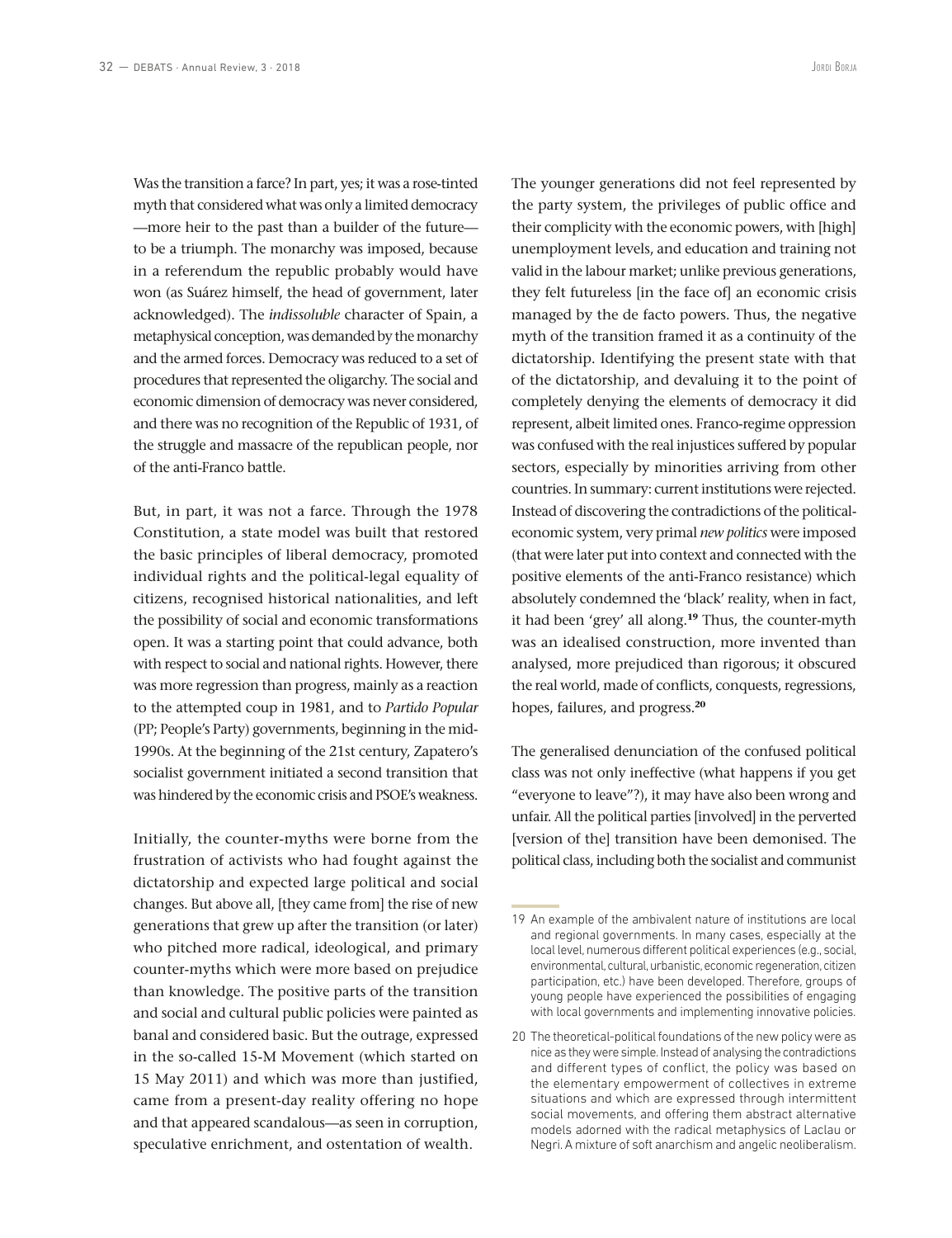Was the transition a farce? In part, yes; it was a rose-tinted myth that considered what was only a limited democracy —more heir to the past than a builder of the future— to be a triumph. The monarchy was imposed, because in a referendum the republic probably would have won (as Suárez himself, the head of government, later acknowledged). The *indissoluble* character of Spain, a metaphysical conception, was demanded by the monarchy and the armed forces. Democracy was reduced to a set of procedures that represented the oligarchy. The social and economic dimension of democracy was never considered, and there was no recognition of the Republic of 1931, of the struggle and massacre of the republican people, nor of the anti-Franco battle.

But, in part, it was not a farce. Through the 1978 Constitution, a state model was built that restored the basic principles of liberal democracy, promoted individual rights and the political-legal equality of citizens, recognised historical nationalities, and left the possibility of social and economic transformations open. It was a starting point that could advance, both with respect to social and national rights. However, there was more regression than progress, mainly as a reaction to the attempted coup in 1981, and to *Partido Popular* (PP; People's Party) governments, beginning in the mid-1990s. At the beginning of the 21st century, Zapatero's socialist government initiated a second transition that was hindered by the economic crisis and PSOE's weakness.

Initially, the counter-myths were borne from the frustration of activists who had fought against the dictatorship and expected large political and social changes. But above all, [they came from] the rise of new generations that grew up after the transition (or later) who pitched more radical, ideological, and primary counter-myths which were more based on prejudice than knowledge. The positive parts of the transition and social and cultural public policies were painted as banal and considered basic. But the outrage, expressed in the so-called 15-M Movement (which started on 15 May 2011) and which was more than justified, came from a present-day reality offering no hope and that appeared scandalous—as seen in corruption, speculative enrichment, and ostentation of wealth.

The younger generations did not feel represented by the party system, the privileges of public office and their complicity with the economic powers, with [high] unemployment levels, and education and training not valid in the labour market; unlike previous generations, they felt futureless [in the face of] an economic crisis managed by the de facto powers. Thus, the negative myth of the transition framed it as a continuity of the dictatorship. Identifying the present state with that of the dictatorship, and devaluing it to the point of completely denying the elements of democracy it did represent, albeit limited ones. Franco-regime oppression was confused with the real injustices suffered by popular sectors, especially by minorities arriving from other countries. In summary: current institutions were rejected. Instead of discovering the contradictions of the political-economic system, very primal *new politics* were imposed (that were later put into context and connected with the positive elements of the anti-Franco resistance) which absolutely condemned the 'black' reality, when in fact, it had been 'grey' all along.[19] Thus, the counter-myth was an idealised construction, more invented than analysed, more prejudiced than rigorous; it obscured the real world, made of conflicts, conquests, regressions, hopes, failures, and progress.[20]

The generalised denunciation of the confused political class was not only ineffective (what happens if you get "everyone to leave"?), it may have also been wrong and unfair. All the political parties [involved] in the perverted [version of the] transition have been demonised. The political class, including both the socialist and communist

---

19 An example of the ambivalent nature of institutions are local and regional governments. In many cases, especially at the local level, numerous different political experiences (e.g., social, environmental, cultural, urbanistic, economic regeneration, citizen participation, etc.) have been developed. Therefore, groups of young people have experienced the possibilities of engaging with local governments and implementing innovative policies.

20 The theoretical-political foundations of the new policy were as nice as they were simple. Instead of analysing the contradictions and different types of conflict, the policy was based on the elementary empowerment of collectives in extreme situations and which are expressed through intermittent social movements, and offering them abstract alternative models adorned with the radical metaphysics of Laclau or Negri. A mixture of soft anarchism and angelic neoliberalism.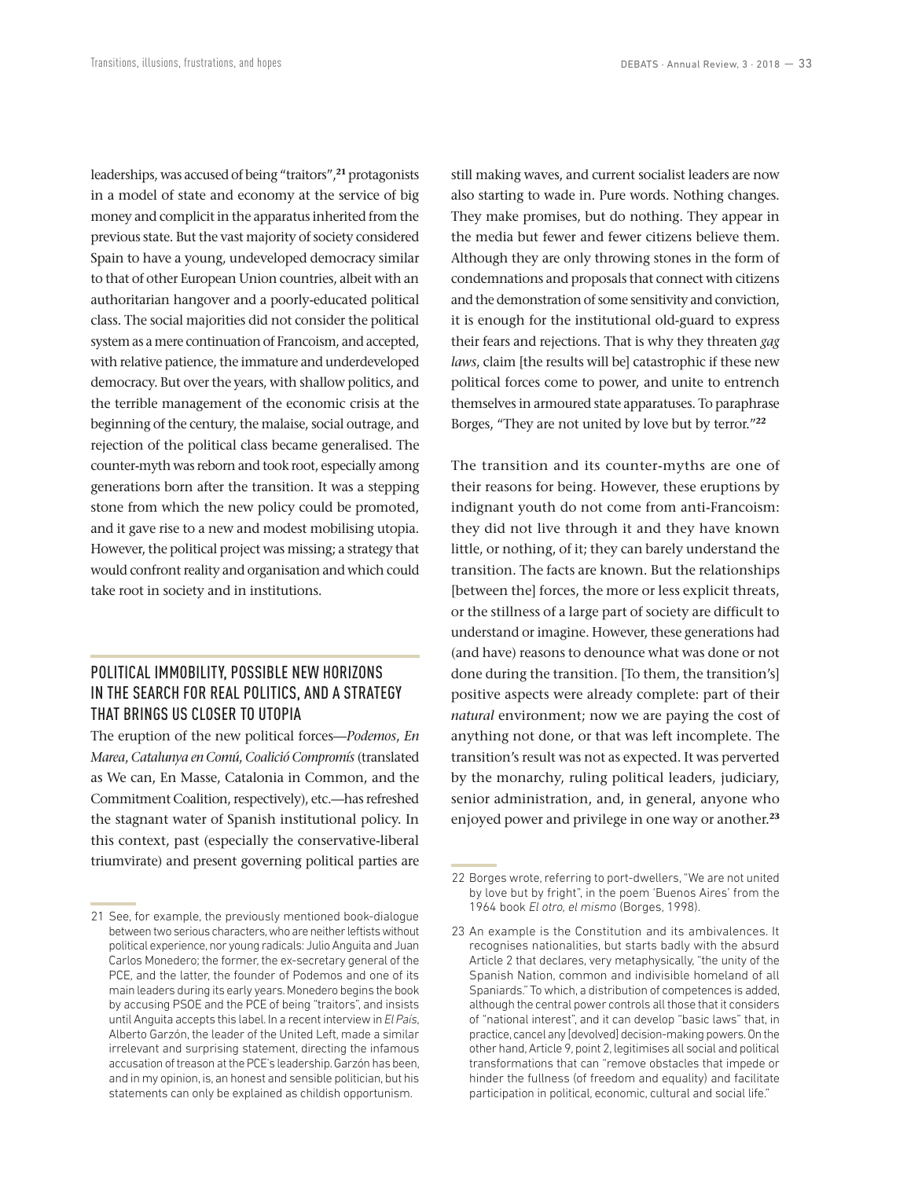leaderships, was accused of being "traitors",[21] protagonists in a model of state and economy at the service of big money and complicit in the apparatus inherited from the previous state. But the vast majority of society considered Spain to have a young, undeveloped democracy similar to that of other European Union countries, albeit with an authoritarian hangover and a poorly-educated political class. The social majorities did not consider the political system as a mere continuation of Francoism, and accepted, with relative patience, the immature and underdeveloped democracy. But over the years, with shallow politics, and the terrible management of the economic crisis at the beginning of the century, the malaise, social outrage, and rejection of the political class became generalised. The counter-myth was reborn and took root, especially among generations born after the transition. It was a stepping stone from which the new policy could be promoted, and it gave rise to a new and modest mobilising utopia. However, the political project was missing; a strategy that would confront reality and organisation and which could take root in society and in institutions.

## POLITICAL IMMOBILITY, POSSIBLE NEW HORIZONS IN THE SEARCH FOR REAL POLITICS, AND A STRATEGY THAT BRINGS US CLOSER TO UTOPIA

The eruption of the new political forces—*Podemos*, *En Marea*, *Catalunya en Comú*, *Coalició Compromís* (translated as We can, En Masse, Catalonia in Common, and the Commitment Coalition, respectively), etc.—has refreshed the stagnant water of Spanish institutional policy. In this context, past (especially the conservative-liberal triumvirate) and present governing political parties are still making waves, and current socialist leaders are now also starting to wade in. Pure words. Nothing changes. They make promises, but do nothing. They appear in the media but fewer and fewer citizens believe them. Although they are only throwing stones in the form of condemnations and proposals that connect with citizens and the demonstration of some sensitivity and conviction, it is enough for the institutional old-guard to express their fears and rejections. That is why they threaten *gag laws*, claim [the results will be] catastrophic if these new political forces come to power, and unite to entrench themselves in armoured state apparatuses. To paraphrase Borges, "They are not united by love but by terror."[22]

The transition and its counter-myths are one of their reasons for being. However, these eruptions by indignant youth do not come from anti-Francoism: they did not live through it and they have known little, or nothing, of it; they can barely understand the transition. The facts are known. But the relationships [between the] forces, the more or less explicit threats, or the stillness of a large part of society are difficult to understand or imagine. However, these generations had (and have) reasons to denounce what was done or not done during the transition. [To them, the transition's] positive aspects were already complete: part of their *natural* environment; now we are paying the cost of anything not done, or that was left incomplete. The transition's result was not as expected. It was perverted by the monarchy, ruling political leaders, judiciary, senior administration, and, in general, anyone who enjoyed power and privilege in one way or another.[23]

---

21 See, for example, the previously mentioned book-dialogue between two serious characters, who are neither leftists without political experience, nor young radicals: Julio Anguita and Juan Carlos Monedero; the former, the ex-secretary general of the PCE, and the latter, the founder of Podemos and one of its main leaders during its early years. Monedero begins the book by accusing PSOE and the PCE of being "traitors", and insists until Anguita accepts this label. In a recent interview in *El País*, Alberto Garzón, the leader of the United Left, made a similar irrelevant and surprising statement, directing the infamous accusation of treason at the PCE's leadership. Garzón has been, and in my opinion, is, an honest and sensible politician, but his statements can only be explained as childish opportunism.

22 Borges wrote, referring to port-dwellers, "We are not united by love but by fright", in the poem 'Buenos Aires' from the 1964 book *El otro, el mismo* (Borges, 1998).

23 An example is the Constitution and its ambivalences. It recognises nationalities, but starts badly with the absurd Article 2 that declares, very metaphysically, "the unity of the Spanish Nation, common and indivisible homeland of all Spaniards." To which, a distribution of competences is added, although the central power controls all those that it considers of "national interest", and it can develop "basic laws" that, in practice, cancel any [devolved] decision-making powers. On the other hand, Article 9, point 2, legitimises all social and political transformations that can "remove obstacles that impede or hinder the fullness (of freedom and equality) and facilitate participation in political, economic, cultural and social life."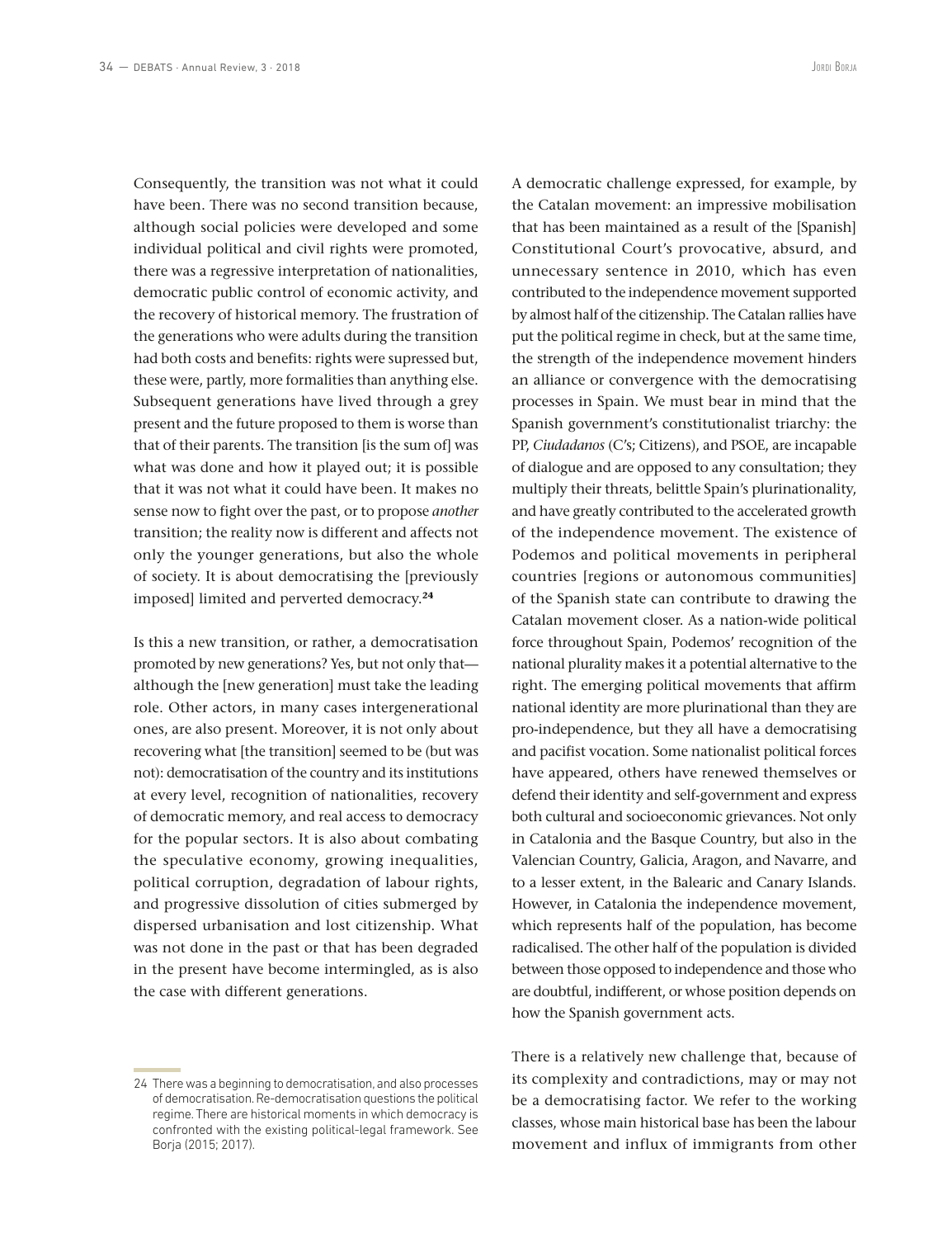Consequently, the transition was not what it could have been. There was no second transition because, although social policies were developed and some individual political and civil rights were promoted, there was a regressive interpretation of nationalities, democratic public control of economic activity, and the recovery of historical memory. The frustration of the generations who were adults during the transition had both costs and benefits: rights were supressed but, these were, partly, more formalities than anything else. Subsequent generations have lived through a grey present and the future proposed to them is worse than that of their parents. The transition [is the sum of] was what was done and how it played out; it is possible that it was not what it could have been. It makes no sense now to fight over the past, or to propose *another* transition; the reality now is different and affects not only the younger generations, but also the whole of society. It is about democratising the [previously imposed] limited and perverted democracy.[24]

Is this a new transition, or rather, a democratisation promoted by new generations? Yes, but not only that—although the [new generation] must take the leading role. Other actors, in many cases intergenerational ones, are also present. Moreover, it is not only about recovering what [the transition] seemed to be (but was not): democratisation of the country and its institutions at every level, recognition of nationalities, recovery of democratic memory, and real access to democracy for the popular sectors. It is also about combating the speculative economy, growing inequalities, political corruption, degradation of labour rights, and progressive dissolution of cities submerged by dispersed urbanisation and lost citizenship. What was not done in the past or that has been degraded in the present have become intermingled, as is also the case with different generations.

A democratic challenge expressed, for example, by the Catalan movement: an impressive mobilisation that has been maintained as a result of the [Spanish] Constitutional Court's provocative, absurd, and unnecessary sentence in 2010, which has even contributed to the independence movement supported by almost half of the citizenship. The Catalan rallies have put the political regime in check, but at the same time, the strength of the independence movement hinders an alliance or convergence with the democratising processes in Spain. We must bear in mind that the Spanish government's constitutionalist triarchy: the PP, *Ciudadanos* (C's; Citizens), and PSOE, are incapable of dialogue and are opposed to any consultation; they multiply their threats, belittle Spain's plurinationality, and have greatly contributed to the accelerated growth of the independence movement. The existence of Podemos and political movements in peripheral countries [regions or autonomous communities] of the Spanish state can contribute to drawing the Catalan movement closer. As a nation-wide political force throughout Spain, Podemos' recognition of the national plurality makes it a potential alternative to the right. The emerging political movements that affirm national identity are more plurinational than they are pro-independence, but they all have a democratising and pacifist vocation. Some nationalist political forces have appeared, others have renewed themselves or defend their identity and self-government and express both cultural and socioeconomic grievances. Not only in Catalonia and the Basque Country, but also in the Valencian Country, Galicia, Aragon, and Navarre, and to a lesser extent, in the Balearic and Canary Islands. However, in Catalonia the independence movement, which represents half of the population, has become radicalised. The other half of the population is divided between those opposed to independence and those who are doubtful, indifferent, or whose position depends on how the Spanish government acts.

There is a relatively new challenge that, because of its complexity and contradictions, may or may not be a democratising factor. We refer to the working classes, whose main historical base has been the labour movement and influx of immigrants from other

---

24 There was a beginning to democratisation, and also processes of democratisation. Re-democratisation questions the political regime. There are historical moments in which democracy is confronted with the existing political-legal framework. See Borja (2015; 2017).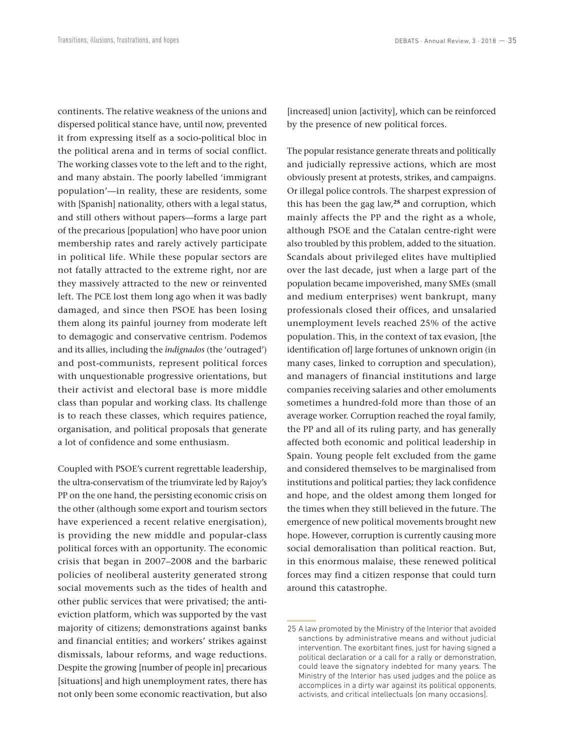continents. The relative weakness of the unions and dispersed political stance have, until now, prevented it from expressing itself as a socio-political bloc in the political arena and in terms of social conflict. The working classes vote to the left and to the right, and many abstain. The poorly labelled 'immigrant population'—in reality, these are residents, some with [Spanish] nationality, others with a legal status, and still others without papers—forms a large part of the precarious [population] who have poor union membership rates and rarely actively participate in political life. While these popular sectors are not fatally attracted to the extreme right, nor are they massively attracted to the new or reinvented left. The PCE lost them long ago when it was badly damaged, and since then PSOE has been losing them along its painful journey from moderate left to demagogic and conservative centrism. Podemos and its allies, including the *indignados* (the 'outraged') and post-communists, represent political forces with unquestionable progressive orientations, but their activist and electoral base is more middle class than popular and working class. Its challenge is to reach these classes, which requires patience, organisation, and political proposals that generate a lot of confidence and some enthusiasm.

Coupled with PSOE's current regrettable leadership, the ultra-conservatism of the triumvirate led by Rajoy's PP on the one hand, the persisting economic crisis on the other (although some export and tourism sectors have experienced a recent relative energisation), is providing the new middle and popular-class political forces with an opportunity. The economic crisis that began in 2007–2008 and the barbaric policies of neoliberal austerity generated strong social movements such as the tides of health and other public services that were privatised; the anti-eviction platform, which was supported by the vast majority of citizens; demonstrations against banks and financial entities; and workers' strikes against dismissals, labour reforms, and wage reductions. Despite the growing [number of people in] precarious [situations] and high unemployment rates, there has not only been some economic reactivation, but also [increased] union [activity], which can be reinforced by the presence of new political forces.

The popular resistance generate threats and politically and judicially repressive actions, which are most obviously present at protests, strikes, and campaigns. Or illegal police controls. The sharpest expression of this has been the gag law,[25] and corruption, which mainly affects the PP and the right as a whole, although PSOE and the Catalan centre-right were also troubled by this problem, added to the situation. Scandals about privileged elites have multiplied over the last decade, just when a large part of the population became impoverished, many SMEs (small and medium enterprises) went bankrupt, many professionals closed their offices, and unsalaried unemployment levels reached 25% of the active population. This, in the context of tax evasion, [the identification of] large fortunes of unknown origin (in many cases, linked to corruption and speculation), and managers of financial institutions and large companies receiving salaries and other emoluments sometimes a hundred-fold more than those of an average worker. Corruption reached the royal family, the PP and all of its ruling party, and has generally affected both economic and political leadership in Spain. Young people felt excluded from the game and considered themselves to be marginalised from institutions and political parties; they lack confidence and hope, and the oldest among them longed for the times when they still believed in the future. The emergence of new political movements brought new hope. However, corruption is currently causing more social demoralisation than political reaction. But, in this enormous malaise, these renewed political forces may find a citizen response that could turn around this catastrophe.

---

25 A law promoted by the Ministry of the Interior that avoided sanctions by administrative means and without judicial intervention. The exorbitant fines, just for having signed a political declaration or a call for a rally or demonstration, could leave the signatory indebted for many years. The Ministry of the Interior has used judges and the police as accomplices in a dirty war against its political opponents, activists, and critical intellectuals [on many occasions].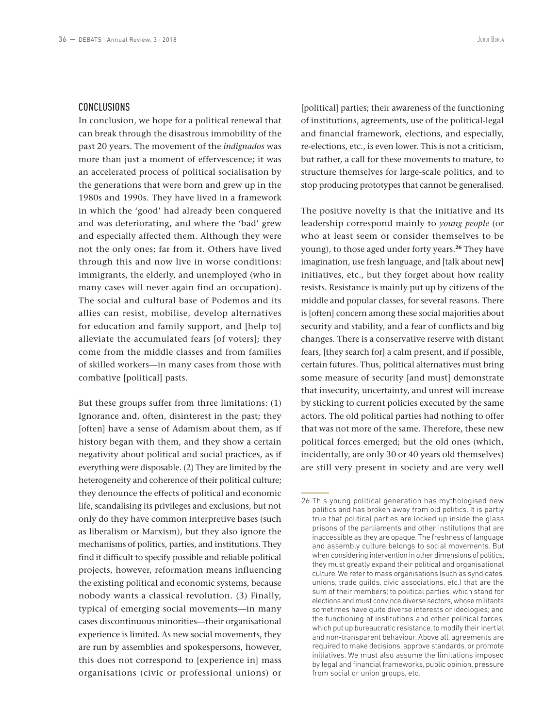## CONCLUSIONS

In conclusion, we hope for a political renewal that can break through the disastrous immobility of the past 20 years. The movement of the *indignados* was more than just a moment of effervescence; it was an accelerated process of political socialisation by the generations that were born and grew up in the 1980s and 1990s. They have lived in a framework in which the 'good' had already been conquered and was deteriorating, and where the 'bad' grew and especially affected them. Although they were not the only ones; far from it. Others have lived through this and now live in worse conditions: immigrants, the elderly, and unemployed (who in many cases will never again find an occupation). The social and cultural base of Podemos and its allies can resist, mobilise, develop alternatives for education and family support, and [help to] alleviate the accumulated fears [of voters]; they come from the middle classes and from families of skilled workers—in many cases from those with combative [political] pasts.

But these groups suffer from three limitations: (1) Ignorance and, often, disinterest in the past; they [often] have a sense of Adamism about them, as if history began with them, and they show a certain negativity about political and social practices, as if everything were disposable. (2) They are limited by the heterogeneity and coherence of their political culture; they denounce the effects of political and economic life, scandalising its privileges and exclusions, but not only do they have common interpretive bases (such as liberalism or Marxism), but they also ignore the mechanisms of politics, parties, and institutions. They find it difficult to specify possible and reliable political projects, however, reformation means influencing the existing political and economic systems, because nobody wants a classical revolution. (3) Finally, typical of emerging social movements—in many cases discontinuous minorities—their organisational experience is limited. As new social movements, they are run by assemblies and spokespersons, however, this does not correspond to [experience in] mass organisations (civic or professional unions) or [political] parties; their awareness of the functioning of institutions, agreements, use of the political-legal and financial framework, elections, and especially, re-elections, etc., is even lower. This is not a criticism, but rather, a call for these movements to mature, to structure themselves for large-scale politics, and to stop producing prototypes that cannot be generalised.

The positive novelty is that the initiative and its leadership correspond mainly to *young people* (or who at least seem or consider themselves to be young), to those aged under forty years.[26] They have imagination, use fresh language, and [talk about new] initiatives, etc., but they forget about how reality resists. Resistance is mainly put up by citizens of the middle and popular classes, for several reasons. There is [often] concern among these social majorities about security and stability, and a fear of conflicts and big changes. There is a conservative reserve with distant fears, [they search for] a calm present, and if possible, certain futures. Thus, political alternatives must bring some measure of security [and must] demonstrate that insecurity, uncertainty, and unrest will increase by sticking to current policies executed by the same actors. The old political parties had nothing to offer that was not more of the same. Therefore, these new political forces emerged; but the old ones (which, incidentally, are only 30 or 40 years old themselves) are still very present in society and are very well

26 This young political generation has mythologised new politics and has broken away from old politics. It is partly true that political parties are locked up inside the glass prisons of the parliaments and other institutions that are inaccessible as they are opaque. The freshness of language and assembly culture belongs to social movements. But when considering intervention in other dimensions of politics, they must greatly expand their political and organisational culture. We refer to mass organisations (such as syndicates, unions, trade guilds, civic associations, etc.) that are the sum of their members; to political parties, which stand for elections and must convince diverse sectors, whose militants sometimes have quite diverse interests or ideologies; and the functioning of institutions and other political forces, which put up bureaucratic resistance, to modify their inertial and non-transparent behaviour. Above all, agreements are required to make decisions, approve standards, or promote initiatives. We must also assume the limitations imposed by legal and financial frameworks, public opinion, pressure from social or union groups, etc.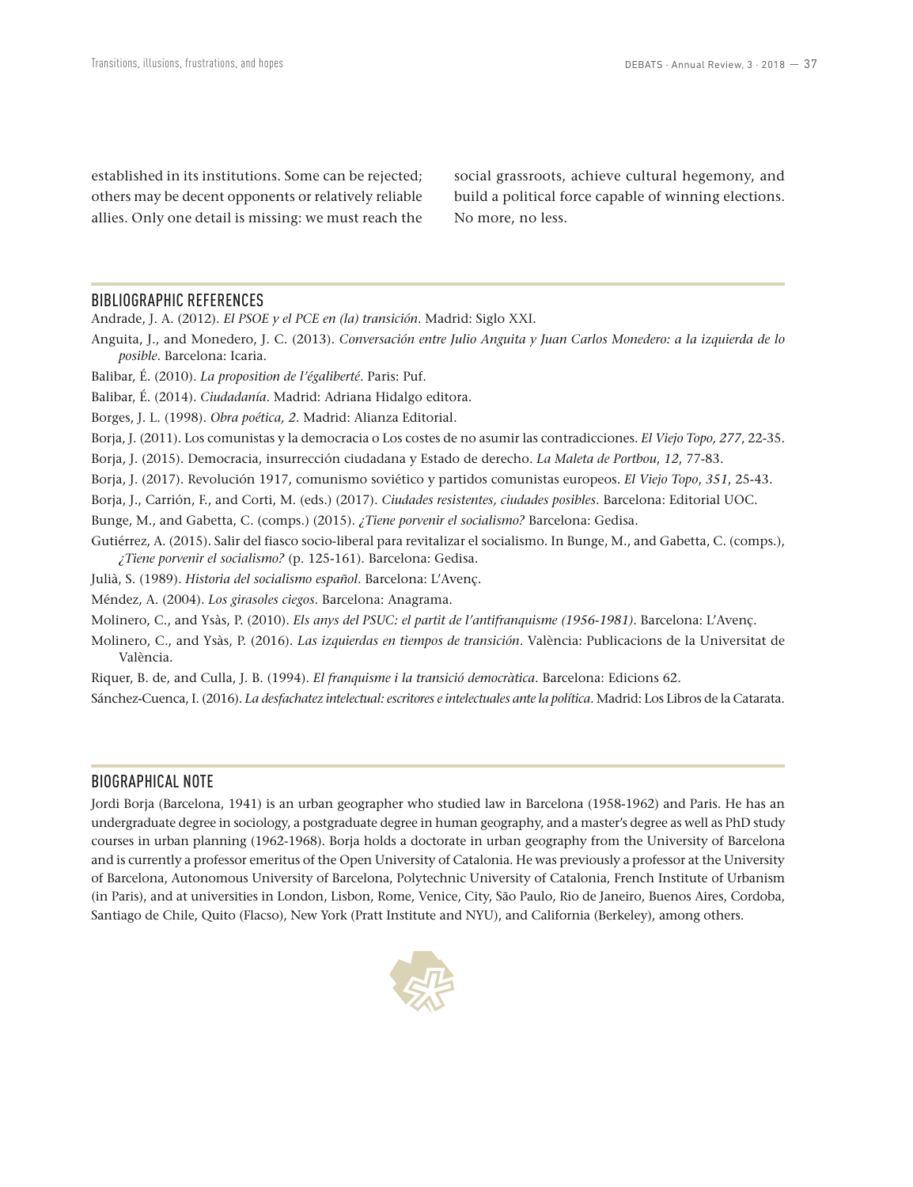established in its institutions. Some can be rejected; others may be decent opponents or relatively reliable allies. Only one detail is missing: we must reach the social grassroots, achieve cultural hegemony, and build a political force capable of winning elections. No more, no less.

## BIBLIOGRAPHIC REFERENCES

Andrade, J. A. (2012). *El PSOE y el PCE en (la) transición*. Madrid: Siglo XXI.

Anguita, J., and Monedero, J. C. (2013). *Conversación entre Julio Anguita y Juan Carlos Monedero: a la izquierda de lo posible*. Barcelona: Icaria.

Balibar, É. (2010). *La proposition de l'égaliberté*. Paris: Puf.

Balibar, É. (2014). *Ciudadanía*. Madrid: Adriana Hidalgo editora.

Borges, J. L. (1998). *Obra poética, 2*. Madrid: Alianza Editorial.

Borja, J. (2011). Los comunistas y la democracia o Los costes de no asumir las contradicciones. *El Viejo Topo, 277*, 22-35.

Borja, J. (2015). Democracia, insurrección ciudadana y Estado de derecho. *La Maleta de Portbou*, *12*, 77-83.

Borja, J. (2017). Revolución 1917, comunismo soviético y partidos comunistas europeos. *El Viejo Topo*, *351*, 25-43.

Borja, J., Carrión, F., and Corti, M. (eds.) (2017). *Ciudades resistentes, ciudades posibles*. Barcelona: Editorial UOC.

Bunge, M., and Gabetta, C. (comps.) (2015). *¿Tiene porvenir el socialismo?* Barcelona: Gedisa.

Gutiérrez, A. (2015). Salir del fiasco socio-liberal para revitalizar el socialismo. In Bunge, M., and Gabetta, C. (comps.), *¿Tiene porvenir el socialismo?* (p. 125-161). Barcelona: Gedisa.

Julià, S. (1989). *Historia del socialismo español*. Barcelona: L'Avenç.

Méndez, A. (2004). *Los girasoles ciegos*. Barcelona: Anagrama.

Molinero, C., and Ysàs, P. (2010). *Els anys del PSUC: el partit de l'antifranquisme (1956-1981)*. Barcelona: L'Avenç.

Molinero, C., and Ysàs, P. (2016). *Las izquierdas en tiempos de transición*. València: Publicacions de la Universitat de València.

Riquer, B. de, and Culla, J. B. (1994). *El franquisme i la transició democràtica*. Barcelona: Edicions 62.

Sánchez-Cuenca, I. (2016). *La desfachatez intelectual: escritores e intelectuales ante la política*. Madrid: Los Libros de la Catarata.

## BIOGRAPHICAL NOTE

Jordi Borja (Barcelona, 1941) is an urban geographer who studied law in Barcelona (1958-1962) and Paris. He has an undergraduate degree in sociology, a postgraduate degree in human geography, and a master's degree as well as PhD study courses in urban planning (1962-1968). Borja holds a doctorate in urban geography from the University of Barcelona and is currently a professor emeritus of the Open University of Catalonia. He was previously a professor at the University of Barcelona, Autonomous University of Barcelona, Polytechnic University of Catalonia, French Institute of Urbanism (in Paris), and at universities in London, Lisbon, Rome, Venice, City, São Paulo, Rio de Janeiro, Buenos Aires, Cordoba, Santiago de Chile, Quito (Flacso), New York (Pratt Institute and NYU), and California (Berkeley), among others.